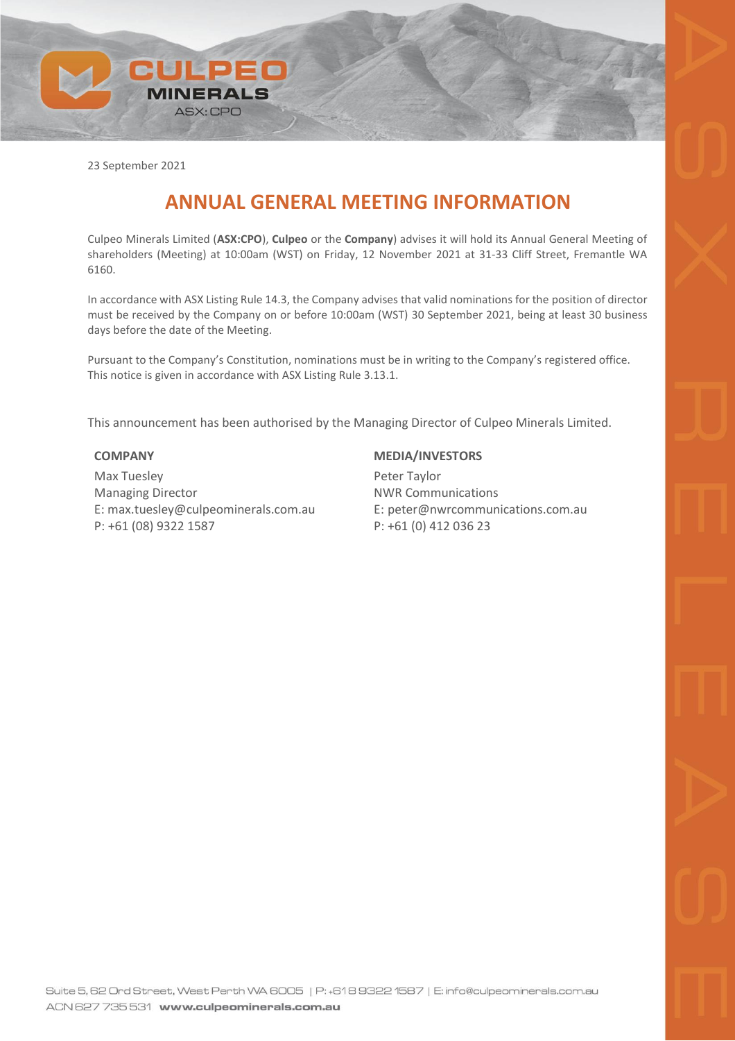23 September 2021

# ANNUAL GENERAL MEETING INFORMATION

Culpeo Minerals Limited (**ASX:CPO**), **Culpeo** or the **Company**) advises it will hold its Annual General Meeting of shareholders (Meeting) at 10:00am (WST) on Friday, 12 November 2021 at 31-33 Cliff Street, Fremantle WA 6160.

In accordance with ASX Listing Rule 14.3, the Company advises that valid nominations for the position of director must be received by the Company on or before 10:00am (WST) 30 September 2021, being at least 30 business days before the date of the Meeting.

Pursuant to the Company's Constitution, nominations must be in writing to the Company's registered office. This notice is given in accordance with ASX Listing Rule 3.13.1.

This announcement has been authorised by the Managing Director of Culpeo Minerals Limited.

**COMPANY**

Max Tuesley
Managing Director
E: max.tuesley@culpeominerals.com.au
P: +61 (08) 9322 1587

**MEDIA/INVESTORS**

Peter Taylor
NWR Communications
E: peter@nwrcommunications.com.au
P: +61 (0) 412 036 23

Suite 5, 62 Ord Street, West Perth WA 6005 | P: +618 9322 1587 | E: info@culpeominerals.com.au
ACN 627 735 531 **www.culpeominerals.com.au**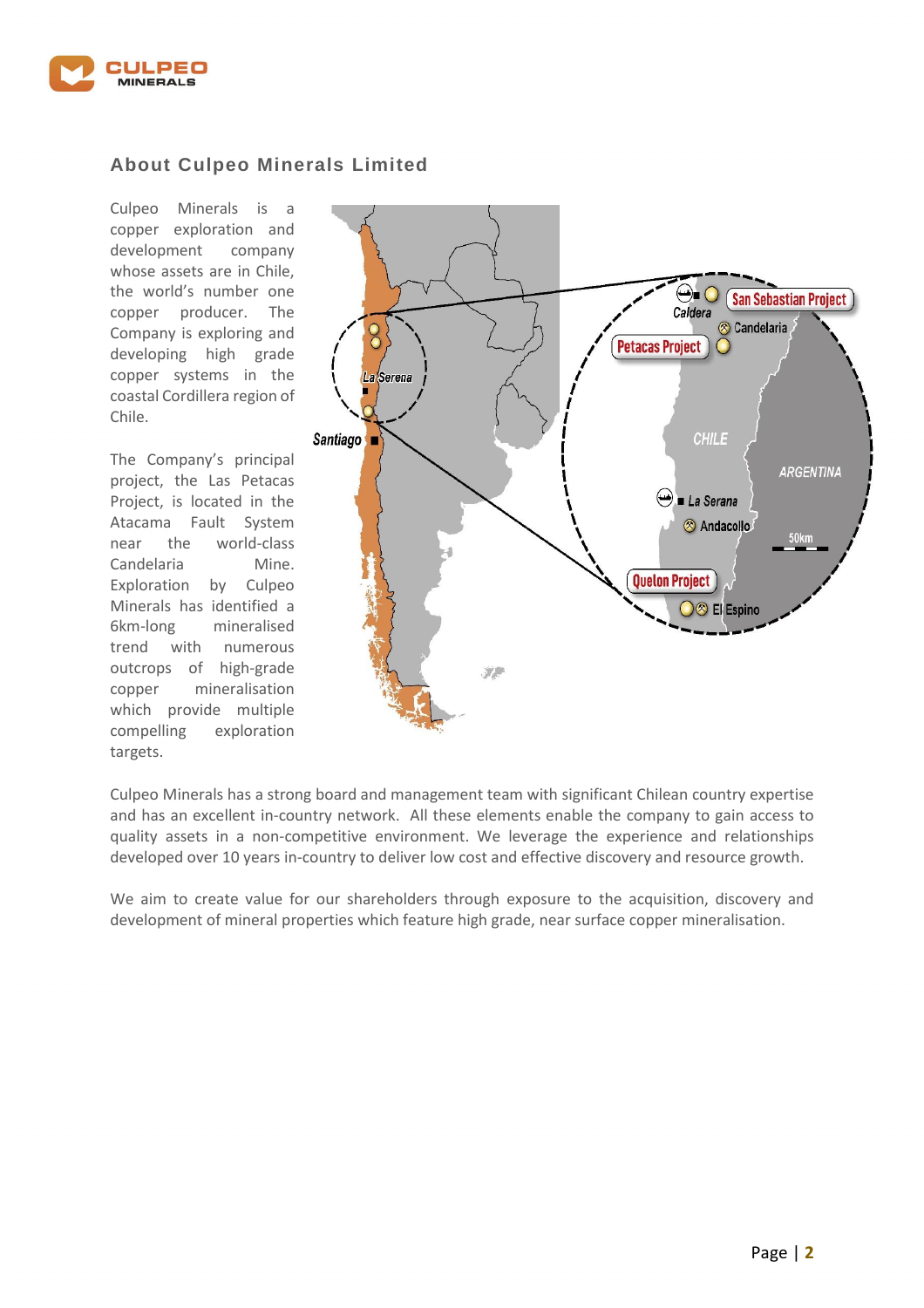## About Culpeo Minerals Limited

Culpeo Minerals is a copper exploration and development company whose assets are in Chile, the world's number one copper producer. The Company is exploring and developing high grade copper systems in the coastal Cordillera region of Chile.

The Company's principal project, the Las Petacas Project, is located in the Atacama Fault System near the world-class Candelaria Mine. Exploration by Culpeo Minerals has identified a 6km-long mineralised trend with numerous outcrops of high-grade copper mineralisation which provide multiple compelling exploration targets.

Caldera
San Sebastian Project
Candelaria
Petacas Project
La Serena
Santiago
CHILE
ARGENTINA
La Serana
Andacollo
50km
Quelon Project
El Espino

Culpeo Minerals has a strong board and management team with significant Chilean country expertise and has an excellent in-country network. All these elements enable the company to gain access to quality assets in a non-competitive environment. We leverage the experience and relationships developed over 10 years in-country to deliver low cost and effective discovery and resource growth.

We aim to create value for our shareholders through exposure to the acquisition, discovery and development of mineral properties which feature high grade, near surface copper mineralisation.